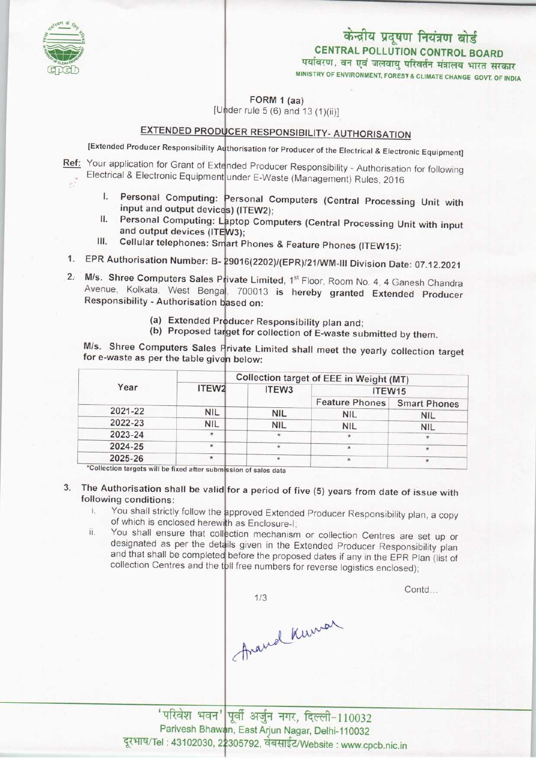# केन्द्रीय प्रदूषण नियंत्रण बोर्ड

## CENTRAL POLLUTION CONTROL BOARD

पर्यावरण, वन एवं जलवायु परिवर्तन मंत्रालय भारत सरकार

MINISTRY OF ENVIRONMENT, FOREST & CLIMATE CHANGE GOVT. OF INDIA

FORM 1 (aa)

[Under rule 5 (6) and 13 (1)(ii)]

## EXTENDED PRODUCER RESPONSIBILITY- AUTHORISATION

[Extended Producer Responsibility Authorisation for Producer of the Electrical & Electronic Equipment]

**Ref:** Your application for Grant of Extended Producer Responsibility - Authorisation for following Electrical & Electronic Equipment under E-Waste (Management) Rules, 2016

I. **Personal Computing: Personal Computers (Central Processing Unit with input and output devices) (ITEW2);**

II. **Personal Computing: Laptop Computers (Central Processing Unit with input and output devices (ITEW3);**

III. **Cellular telephones: Smart Phones & Feature Phones (ITEW15):**

1. **EPR Authorisation Number: B- 29016(2202)/(EPR)/21/WM-III Division Date: 07.12.2021**

2. **M/s. Shree Computers Sales Private Limited**, 1st Floor, Room No. 4, 4 Ganesh Chandra Avenue, Kolkata, West Bengal, 700013 **is hereby granted Extended Producer Responsibility - Authorisation based on:**

   (a) **Extended Producer Responsibility plan and;**

   (b) **Proposed target for collection of E-waste submitted by them.**

**M/s. Shree Computers Sales Private Limited shall meet the yearly collection target for e-waste as per the table given below:**

| Year | Collection target of EEE in Weight (MT) | | | |
|---|---|---|---|---|
| | ITEW2 | ITEW3 | ITEW15 | |
| | | | Feature Phones | Smart Phones |
| 2021-22 | NIL | NIL | NIL | NIL |
| 2022-23 | NIL | NIL | NIL | NIL |
| 2023-24 | * | * | * | * |
| 2024-25 | * | * | * | * |
| 2025-26 | * | * | * | * |

*Collection targets will be fixed after submission of sales data

3. **The Authorisation shall be valid for a period of five (5) years from date of issue with following conditions:**

   i. You shall strictly follow the approved Extended Producer Responsibility plan, a copy of which is enclosed herewith as Enclosure-I;

   ii. You shall ensure that collection mechanism or collection Centres are set up or designated as per the details given in the Extended Producer Responsibility plan and that shall be completed before the proposed dates if any in the EPR Plan (list of collection Centres and the toll free numbers for reverse logistics enclosed);

Contd...

Anand Kumar

'परिवेश भवन' पूर्वी अर्जुन नगर, दिल्ली-110032

Parivesh Bhawan, East Arjun Nagar, Delhi-110032

दूरभाष/Tel : 43102030, 22305792, वेबसाईट/Website : www.cpcb.nic.in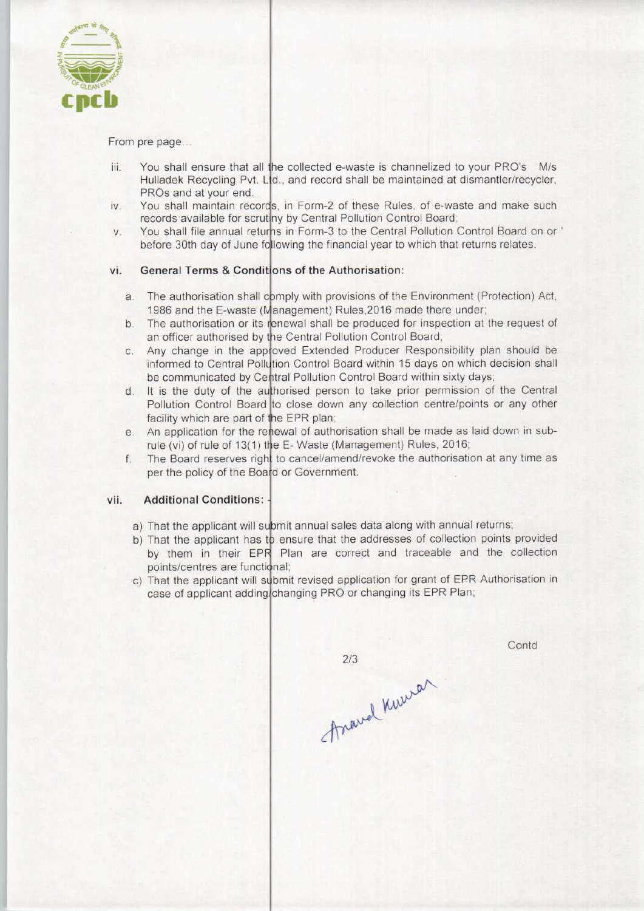From pre page...

iii. You shall ensure that all the collected e-waste is channelized to your PRO's M/s Hulladek Recycling Pvt. Ltd., and record shall be maintained at dismantler/recycler, PROs and at your end.

iv. You shall maintain records, in Form-2 of these Rules, of e-waste and make such records available for scrutiny by Central Pollution Control Board;

v. You shall file annual returns in Form-3 to the Central Pollution Control Board on or before 30th day of June following the financial year to which that returns relates.

vi. **General Terms & Conditions of the Authorisation:**

a. The authorisation shall comply with provisions of the Environment (Protection) Act, 1986 and the E-waste (Management) Rules,2016 made there under;

b. The authorisation or its renewal shall be produced for inspection at the request of an officer authorised by the Central Pollution Control Board;

c. Any change in the approved Extended Producer Responsibility plan should be informed to Central Pollution Control Board within 15 days on which decision shall be communicated by Central Pollution Control Board within sixty days;

d. It is the duty of the authorised person to take prior permission of the Central Pollution Control Board to close down any collection centre/points or any other facility which are part of the EPR plan;

e. An application for the renewal of authorisation shall be made as laid down in sub-rule (vi) of rule of 13(1) the E- Waste (Management) Rules, 2016;

f. The Board reserves right to cancel/amend/revoke the authorisation at any time as per the policy of the Board or Government.

vii. **Additional Conditions:** -

a) That the applicant will submit annual sales data along with annual returns;

b) That the applicant has to ensure that the addresses of collection points provided by them in their EPR Plan are correct and traceable and the collection points/centres are functional;

c) That the applicant will submit revised application for grant of EPR Authorisation in case of applicant adding/changing PRO or changing its EPR Plan;

Contd

Anand Kumar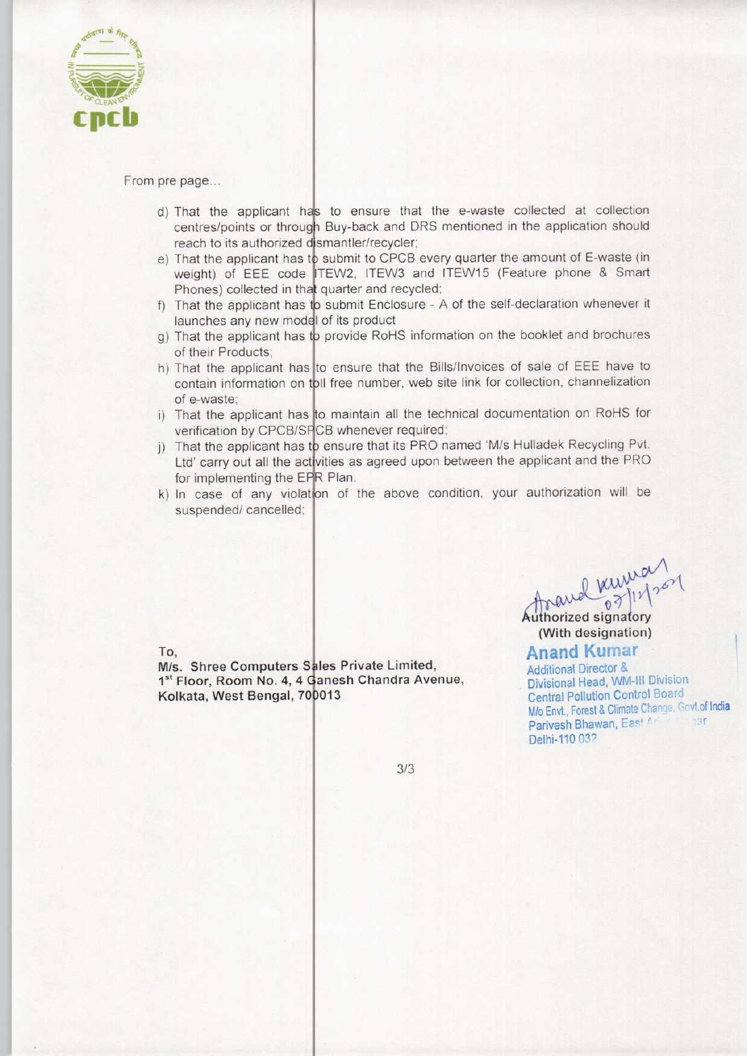From pre page...

d) That the applicant has to ensure that the e-waste collected at collection centres/points or through Buy-back and DRS mentioned in the application should reach to its authorized dismantler/recycler;
e) That the applicant has to submit to CPCB every quarter the amount of E-waste (in weight) of EEE code ITEW2, ITEW3 and ITEW15 (Feature phone & Smart Phones) collected in that quarter and recycled;
f) That the applicant has to submit Enclosure - A of the self-declaration whenever it launches any new model of its product
g) That the applicant has to provide RoHS information on the booklet and brochures of their Products;
h) That the applicant has to ensure that the Bills/Invoices of sale of EEE have to contain information on toll free number, web site link for collection, channelization of e-waste;
i) That the applicant has to maintain all the technical documentation on RoHS for verification by CPCB/SPCB whenever required;
j) That the applicant has to ensure that its PRO named 'M/s Hulladek Recycling Pvt. Ltd' carry out all the activities as agreed upon between the applicant and the PRO for implementing the EPR Plan.
k) In case of any violation of the above condition, your authorization will be suspended/ cancelled;

Anand Kumar
07/12/2021

Authorized signatory
(With designation)

**Anand Kumar**
Additional Director &
Divisional Head, WM-III Division
Central Pollution Control Board
M/o Envt., Forest & Climate Change, Govt.of India
Parivesh Bhawan, East Arjun Nagar
Delhi-110 032

To,
**M/s. Shree Computers Sales Private Limited,**
**1st Floor, Room No. 4, 4 Ganesh Chandra Avenue,**
**Kolkata, West Bengal, 700013**